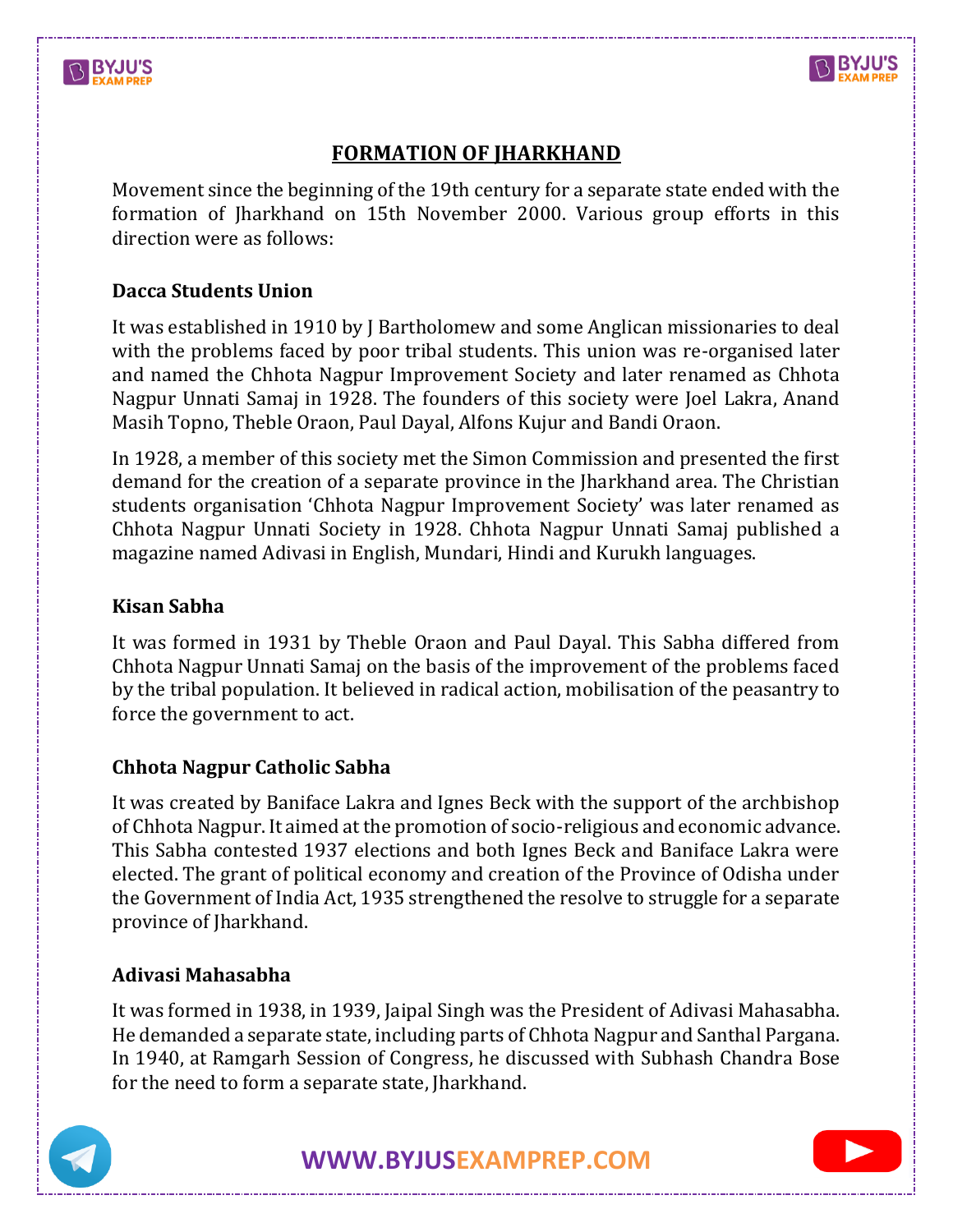# FORMATION OF JHARKHAND

Movement since the beginning of the 19th century for a separate state ended with the formation of Jharkhand on 15th November 2000. Various group efforts in this direction were as follows:

### Dacca Students Union

It was established in 1910 by J Bartholomew and some Anglican missionaries to deal with the problems faced by poor tribal students. This union was re-organised later and named the Chhota Nagpur Improvement Society and later renamed as Chhota Nagpur Unnati Samaj in 1928. The founders of this society were Joel Lakra, Anand Masih Topno, Theble Oraon, Paul Dayal, Alfons Kujur and Bandi Oraon.

In 1928, a member of this society met the Simon Commission and presented the first demand for the creation of a separate province in the Jharkhand area. The Christian students organisation 'Chhota Nagpur Improvement Society' was later renamed as Chhota Nagpur Unnati Society in 1928. Chhota Nagpur Unnati Samaj published a magazine named Adivasi in English, Mundari, Hindi and Kurukh languages.

### Kisan Sabha

It was formed in 1931 by Theble Oraon and Paul Dayal. This Sabha differed from Chhota Nagpur Unnati Samaj on the basis of the improvement of the problems faced by the tribal population. It believed in radical action, mobilisation of the peasantry to force the government to act.

### Chhota Nagpur Catholic Sabha

It was created by Baniface Lakra and Ignes Beck with the support of the archbishop of Chhota Nagpur. It aimed at the promotion of socio-religious and economic advance. This Sabha contested 1937 elections and both Ignes Beck and Baniface Lakra were elected. The grant of political economy and creation of the Province of Odisha under the Government of India Act, 1935 strengthened the resolve to struggle for a separate province of Jharkhand.

### Adivasi Mahasabha

It was formed in 1938, in 1939, Jaipal Singh was the President of Adivasi Mahasabha. He demanded a separate state, including parts of Chhota Nagpur and Santhal Pargana. In 1940, at Ramgarh Session of Congress, he discussed with Subhash Chandra Bose for the need to form a separate state, Jharkhand.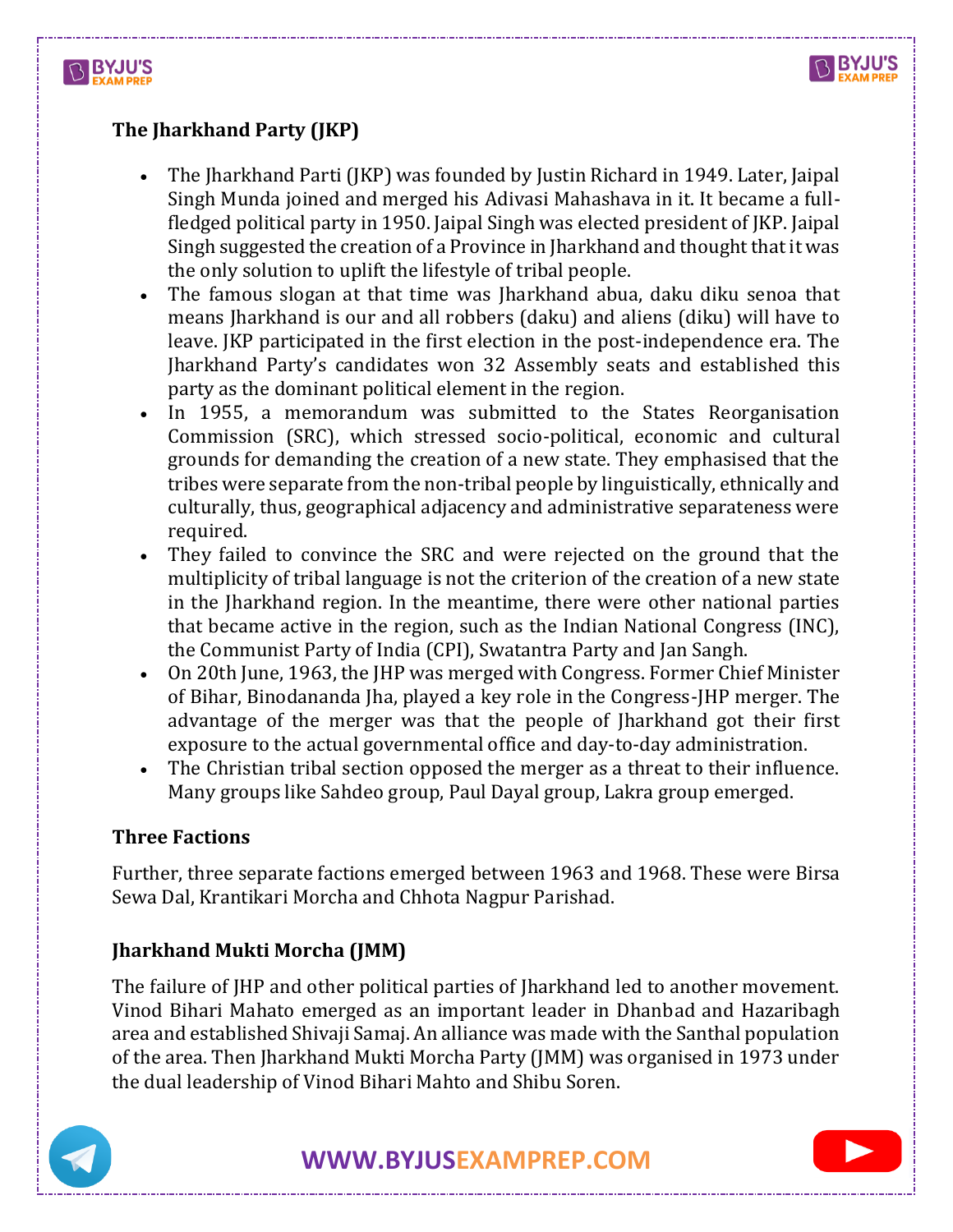## The Jharkhand Party (JKP)

- The Jharkhand Parti (JKP) was founded by Justin Richard in 1949. Later, Jaipal Singh Munda joined and merged his Adivasi Mahashava in it. It became a full-fledged political party in 1950. Jaipal Singh was elected president of JKP. Jaipal Singh suggested the creation of a Province in Jharkhand and thought that it was the only solution to uplift the lifestyle of tribal people.
- The famous slogan at that time was Jharkhand abua, daku diku senoa that means Jharkhand is our and all robbers (daku) and aliens (diku) will have to leave. JKP participated in the first election in the post-independence era. The Jharkhand Party's candidates won 32 Assembly seats and established this party as the dominant political element in the region.
- In 1955, a memorandum was submitted to the States Reorganisation Commission (SRC), which stressed socio-political, economic and cultural grounds for demanding the creation of a new state. They emphasised that the tribes were separate from the non-tribal people by linguistically, ethnically and culturally, thus, geographical adjacency and administrative separateness were required.
- They failed to convince the SRC and were rejected on the ground that the multiplicity of tribal language is not the criterion of the creation of a new state in the Jharkhand region. In the meantime, there were other national parties that became active in the region, such as the Indian National Congress (INC), the Communist Party of India (CPI), Swatantra Party and Jan Sangh.
- On 20th June, 1963, the JHP was merged with Congress. Former Chief Minister of Bihar, Binodananda Jha, played a key role in the Congress-JHP merger. The advantage of the merger was that the people of Jharkhand got their first exposure to the actual governmental office and day-to-day administration.
- The Christian tribal section opposed the merger as a threat to their influence. Many groups like Sahdeo group, Paul Dayal group, Lakra group emerged.

## Three Factions

Further, three separate factions emerged between 1963 and 1968. These were Birsa Sewa Dal, Krantikari Morcha and Chhota Nagpur Parishad.

## Jharkhand Mukti Morcha (JMM)

The failure of JHP and other political parties of Jharkhand led to another movement. Vinod Bihari Mahato emerged as an important leader in Dhanbad and Hazaribagh area and established Shivaji Samaj. An alliance was made with the Santhal population of the area. Then Jharkhand Mukti Morcha Party (JMM) was organised in 1973 under the dual leadership of Vinod Bihari Mahto and Shibu Soren.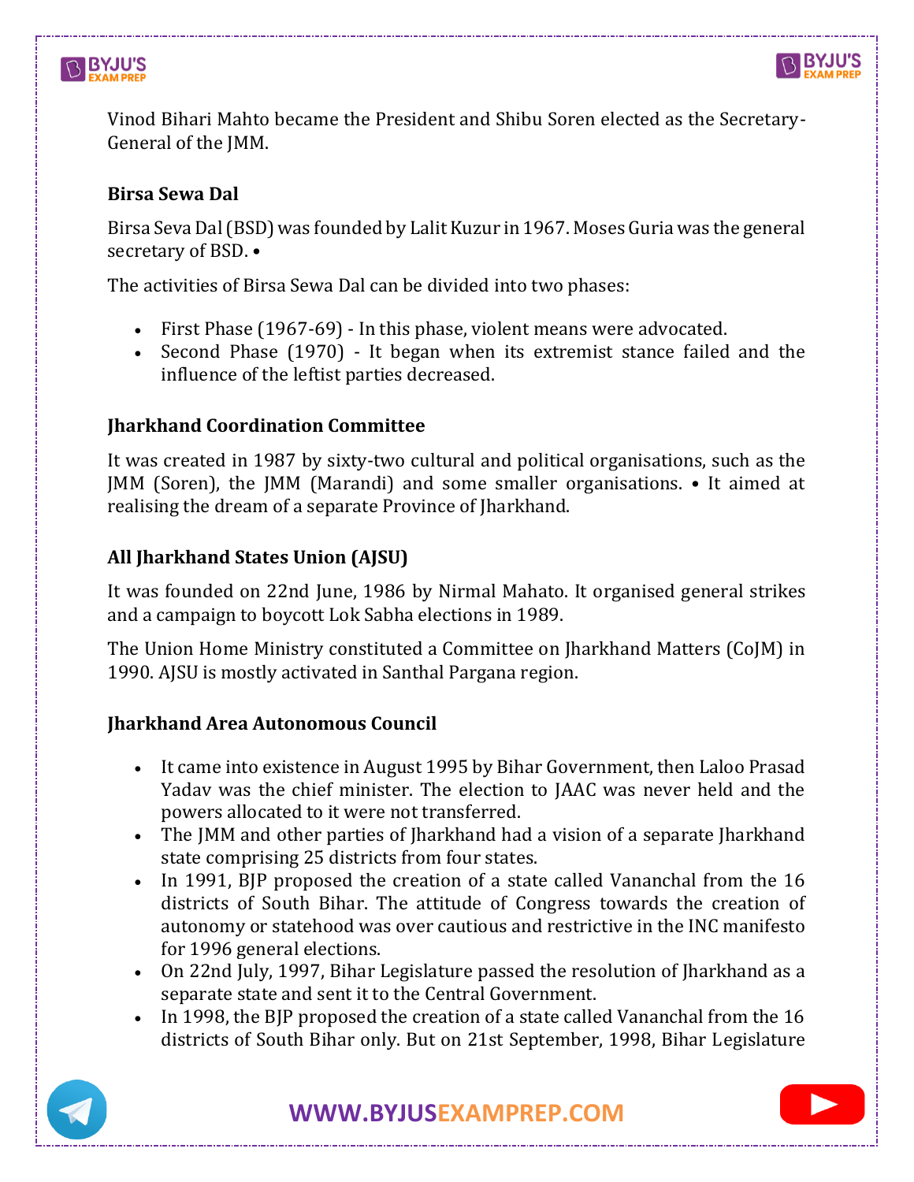Vinod Bihari Mahto became the President and Shibu Soren elected as the Secretary-General of the JMM.

### Birsa Sewa Dal

Birsa Seva Dal (BSD) was founded by Lalit Kuzur in 1967. Moses Guria was the general secretary of BSD. •

The activities of Birsa Sewa Dal can be divided into two phases:

- First Phase (1967-69) - In this phase, violent means were advocated.
- Second Phase (1970) - It began when its extremist stance failed and the influence of the leftist parties decreased.

### Jharkhand Coordination Committee

It was created in 1987 by sixty-two cultural and political organisations, such as the JMM (Soren), the JMM (Marandi) and some smaller organisations. • It aimed at realising the dream of a separate Province of Jharkhand.

### All Jharkhand States Union (AJSU)

It was founded on 22nd June, 1986 by Nirmal Mahato. It organised general strikes and a campaign to boycott Lok Sabha elections in 1989.

The Union Home Ministry constituted a Committee on Jharkhand Matters (CoJM) in 1990. AJSU is mostly activated in Santhal Pargana region.

### Jharkhand Area Autonomous Council

- It came into existence in August 1995 by Bihar Government, then Laloo Prasad Yadav was the chief minister. The election to JAAC was never held and the powers allocated to it were not transferred.
- The JMM and other parties of Jharkhand had a vision of a separate Jharkhand state comprising 25 districts from four states.
- In 1991, BJP proposed the creation of a state called Vananchal from the 16 districts of South Bihar. The attitude of Congress towards the creation of autonomy or statehood was over cautious and restrictive in the INC manifesto for 1996 general elections.
- On 22nd July, 1997, Bihar Legislature passed the resolution of Jharkhand as a separate state and sent it to the Central Government.
- In 1998, the BJP proposed the creation of a state called Vananchal from the 16 districts of South Bihar only. But on 21st September, 1998, Bihar Legislature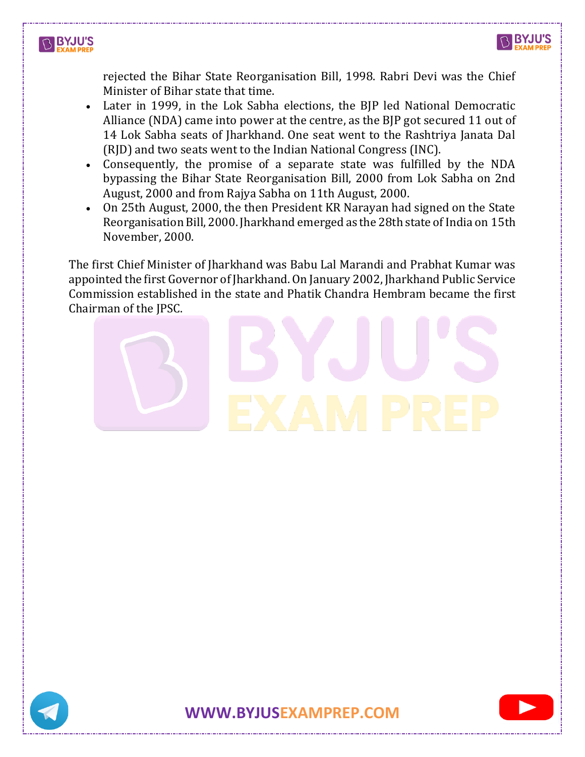rejected the Bihar State Reorganisation Bill, 1998. Rabri Devi was the Chief Minister of Bihar state that time.

- Later in 1999, in the Lok Sabha elections, the BJP led National Democratic Alliance (NDA) came into power at the centre, as the BJP got secured 11 out of 14 Lok Sabha seats of Jharkhand. One seat went to the Rashtriya Janata Dal (RJD) and two seats went to the Indian National Congress (INC).
- Consequently, the promise of a separate state was fulfilled by the NDA bypassing the Bihar State Reorganisation Bill, 2000 from Lok Sabha on 2nd August, 2000 and from Rajya Sabha on 11th August, 2000.
- On 25th August, 2000, the then President KR Narayan had signed on the State Reorganisation Bill, 2000. Jharkhand emerged as the 28th state of India on 15th November, 2000.

The first Chief Minister of Jharkhand was Babu Lal Marandi and Prabhat Kumar was appointed the first Governor of Jharkhand. On January 2002, Jharkhand Public Service Commission established in the state and Phatik Chandra Hembram became the first Chairman of the JPSC.